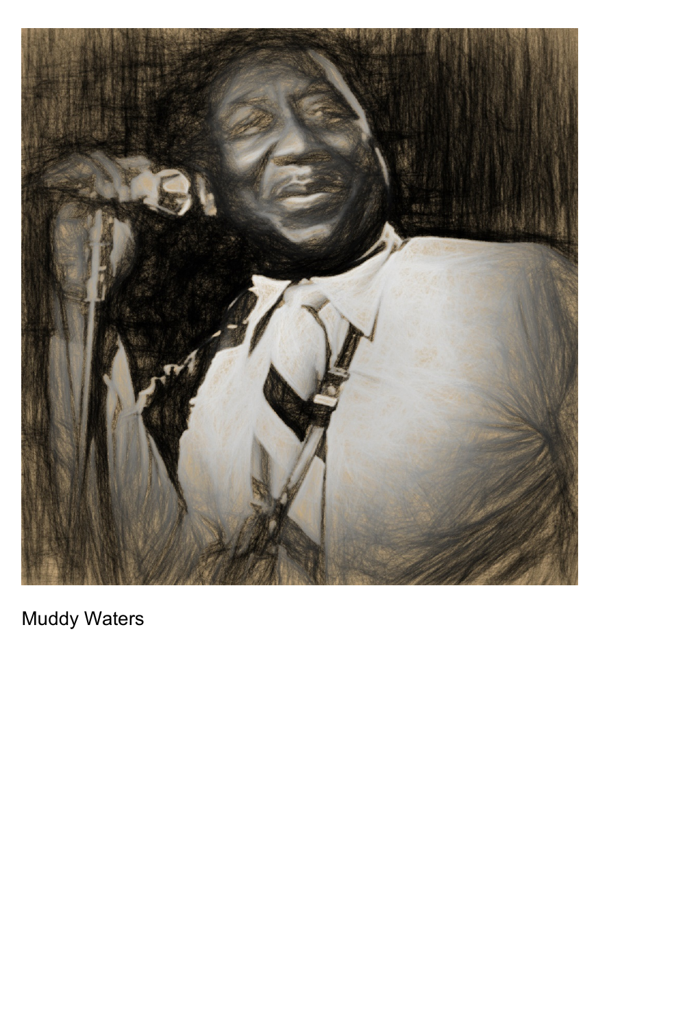Muddy Waters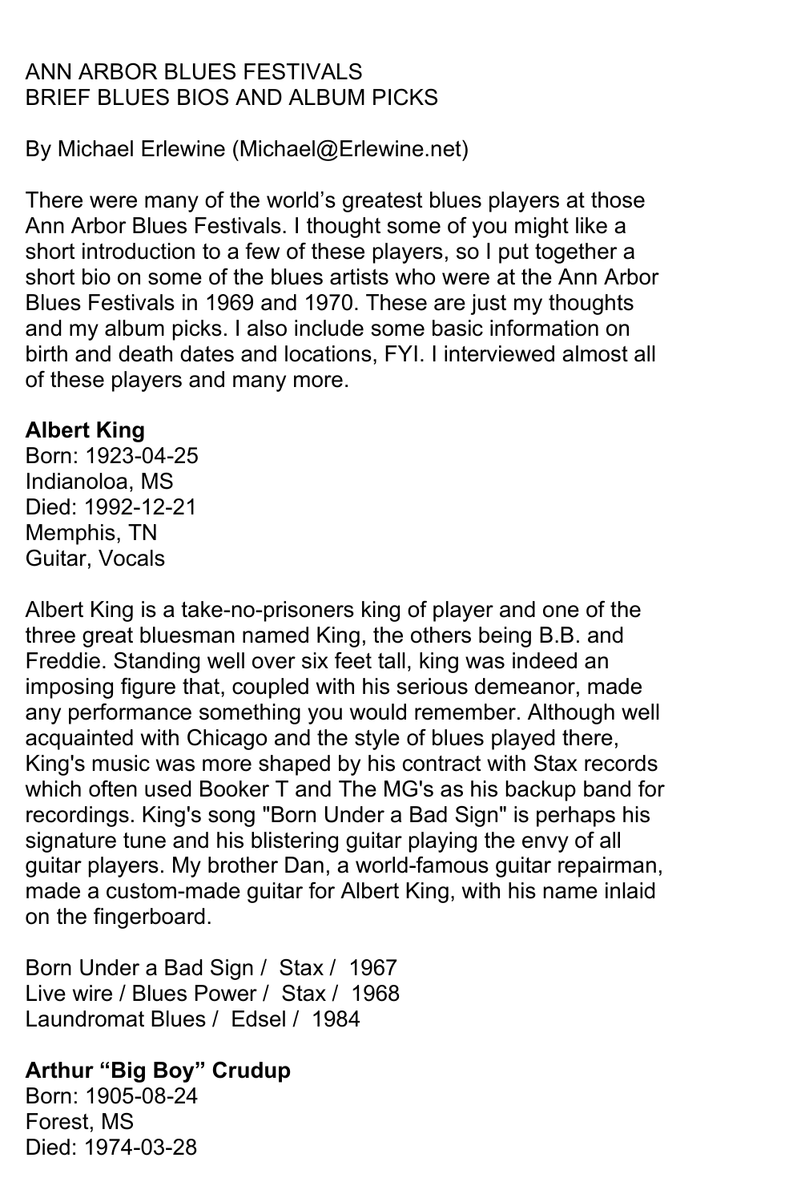ANN ARBOR BLUES FESTIVALS
BRIEF BLUES BIOS AND ALBUM PICKS

By Michael Erlewine (Michael@Erlewine.net)

There were many of the world's greatest blues players at those Ann Arbor Blues Festivals. I thought some of you might like a short introduction to a few of these players, so I put together a short bio on some of the blues artists who were at the Ann Arbor Blues Festivals in 1969 and 1970. These are just my thoughts and my album picks. I also include some basic information on birth and death dates and locations, FYI. I interviewed almost all of these players and many more.

**Albert King**
Born: 1923-04-25
Indianoloa, MS
Died: 1992-12-21
Memphis, TN
Guitar, Vocals

Albert King is a take-no-prisoners king of player and one of the three great bluesman named King, the others being B.B. and Freddie. Standing well over six feet tall, king was indeed an imposing figure that, coupled with his serious demeanor, made any performance something you would remember. Although well acquainted with Chicago and the style of blues played there, King's music was more shaped by his contract with Stax records which often used Booker T and The MG's as his backup band for recordings. King's song "Born Under a Bad Sign" is perhaps his signature tune and his blistering guitar playing the envy of all guitar players. My brother Dan, a world-famous guitar repairman, made a custom-made guitar for Albert King, with his name inlaid on the fingerboard.

Born Under a Bad Sign / Stax / 1967
Live wire / Blues Power / Stax / 1968
Laundromat Blues / Edsel / 1984

**Arthur "Big Boy" Crudup**
Born: 1905-08-24
Forest, MS
Died: 1974-03-28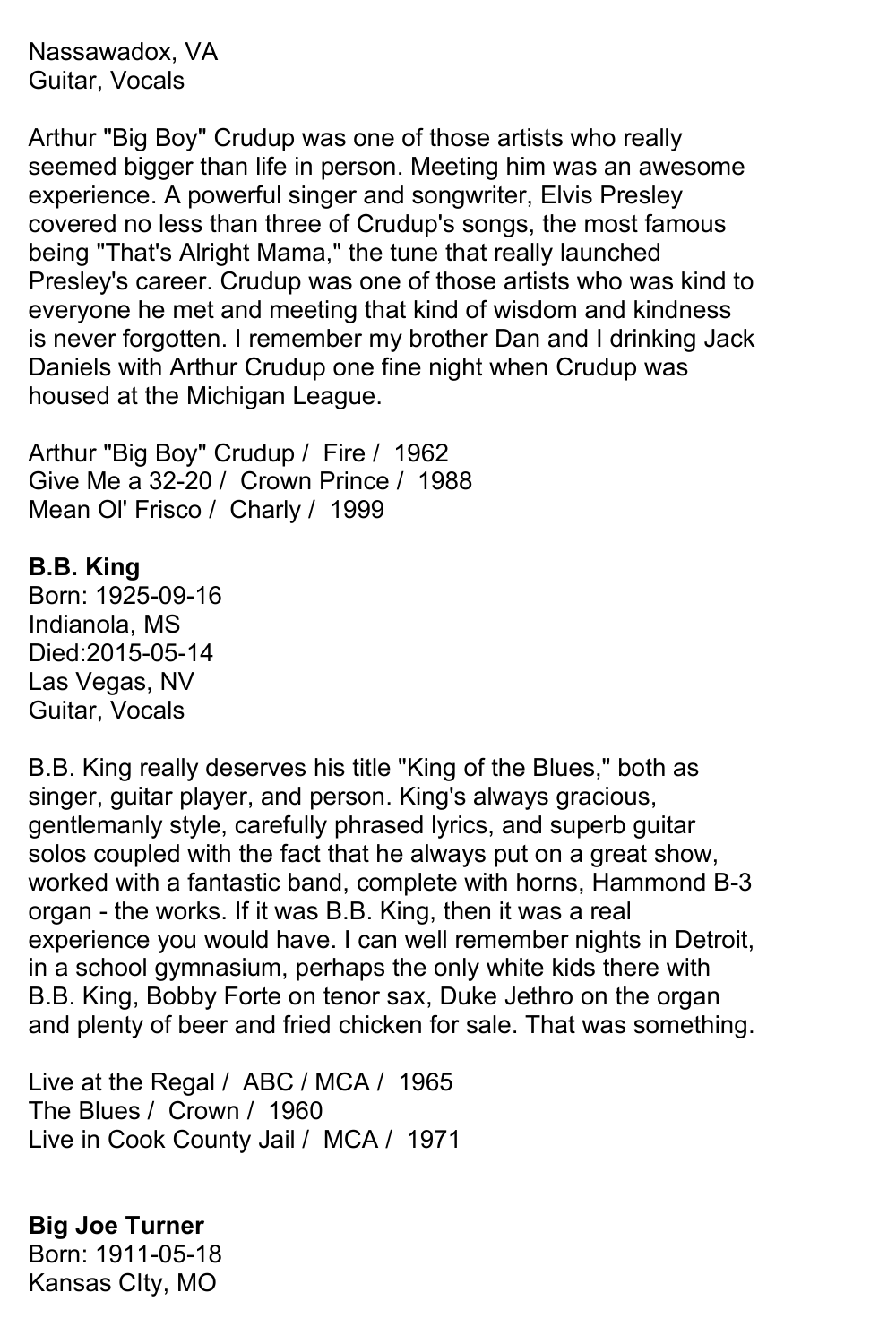Nassawadox, VA
Guitar, Vocals

Arthur "Big Boy" Crudup was one of those artists who really seemed bigger than life in person. Meeting him was an awesome experience. A powerful singer and songwriter, Elvis Presley covered no less than three of Crudup's songs, the most famous being "That's Alright Mama," the tune that really launched Presley's career. Crudup was one of those artists who was kind to everyone he met and meeting that kind of wisdom and kindness is never forgotten. I remember my brother Dan and I drinking Jack Daniels with Arthur Crudup one fine night when Crudup was housed at the Michigan League.

Arthur "Big Boy" Crudup / Fire / 1962
Give Me a 32-20 / Crown Prince / 1988
Mean Ol' Frisco / Charly / 1999

**B.B. King**
Born: 1925-09-16
Indianola, MS
Died:2015-05-14
Las Vegas, NV
Guitar, Vocals

B.B. King really deserves his title "King of the Blues," both as singer, guitar player, and person. King's always gracious, gentlemanly style, carefully phrased lyrics, and superb guitar solos coupled with the fact that he always put on a great show, worked with a fantastic band, complete with horns, Hammond B-3 organ - the works. If it was B.B. King, then it was a real experience you would have. I can well remember nights in Detroit, in a school gymnasium, perhaps the only white kids there with B.B. King, Bobby Forte on tenor sax, Duke Jethro on the organ and plenty of beer and fried chicken for sale. That was something.

Live at the Regal / ABC / MCA / 1965
The Blues / Crown / 1960
Live in Cook County Jail / MCA / 1971

**Big Joe Turner**
Born: 1911-05-18
Kansas CIty, MO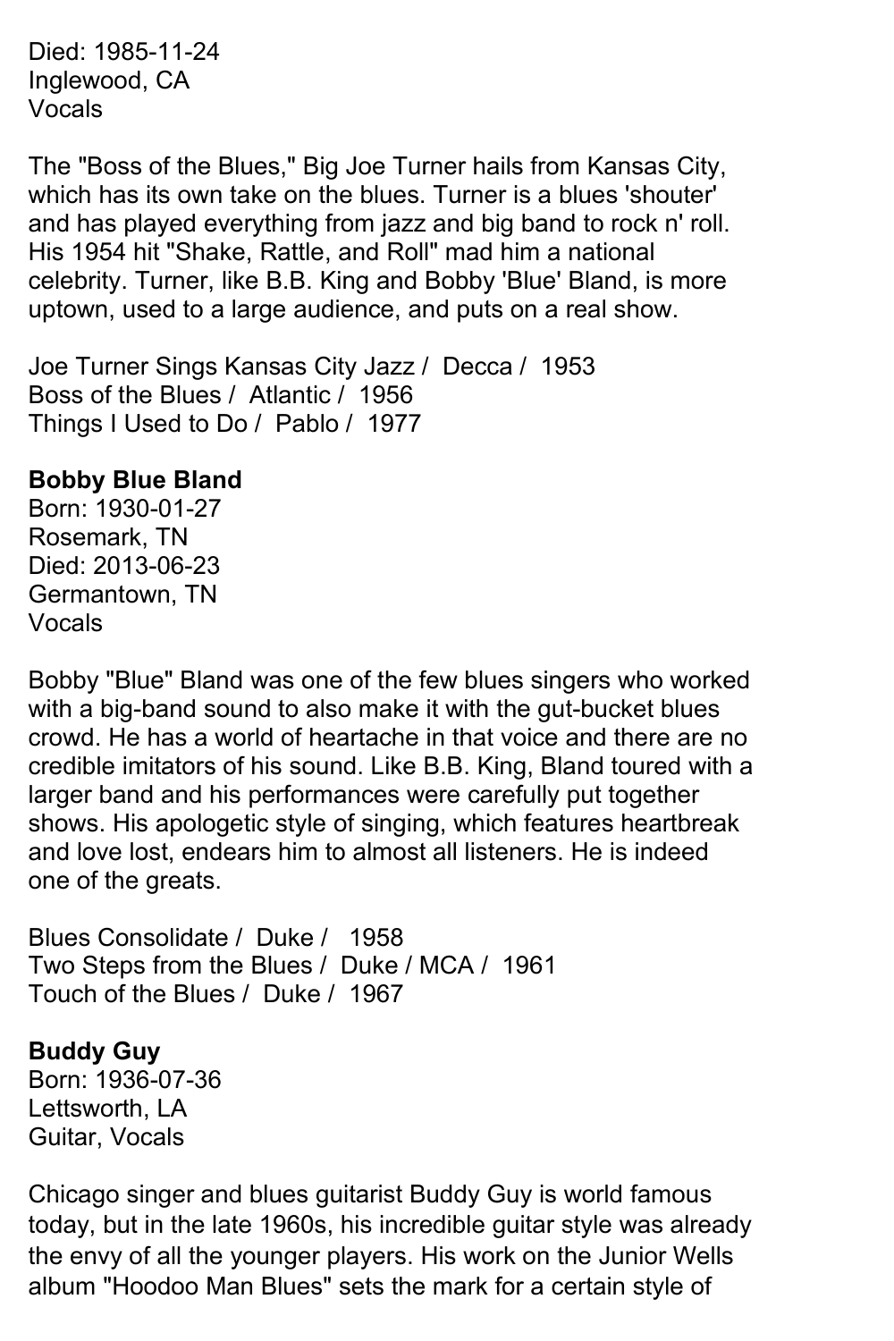Died: 1985-11-24
Inglewood, CA
Vocals

The "Boss of the Blues," Big Joe Turner hails from Kansas City, which has its own take on the blues. Turner is a blues 'shouter' and has played everything from jazz and big band to rock n' roll. His 1954 hit "Shake, Rattle, and Roll" mad him a national celebrity. Turner, like B.B. King and Bobby 'Blue' Bland, is more uptown, used to a large audience, and puts on a real show.

Joe Turner Sings Kansas City Jazz / Decca / 1953
Boss of the Blues / Atlantic / 1956
Things I Used to Do / Pablo / 1977

**Bobby Blue Bland**
Born: 1930-01-27
Rosemark, TN
Died: 2013-06-23
Germantown, TN
Vocals

Bobby "Blue" Bland was one of the few blues singers who worked with a big-band sound to also make it with the gut-bucket blues crowd. He has a world of heartache in that voice and there are no credible imitators of his sound. Like B.B. King, Bland toured with a larger band and his performances were carefully put together shows. His apologetic style of singing, which features heartbreak and love lost, endears him to almost all listeners. He is indeed one of the greats.

Blues Consolidate / Duke / 1958
Two Steps from the Blues / Duke / MCA / 1961
Touch of the Blues / Duke / 1967

**Buddy Guy**
Born: 1936-07-36
Lettsworth, LA
Guitar, Vocals

Chicago singer and blues guitarist Buddy Guy is world famous today, but in the late 1960s, his incredible guitar style was already the envy of all the younger players. His work on the Junior Wells album "Hoodoo Man Blues" sets the mark for a certain style of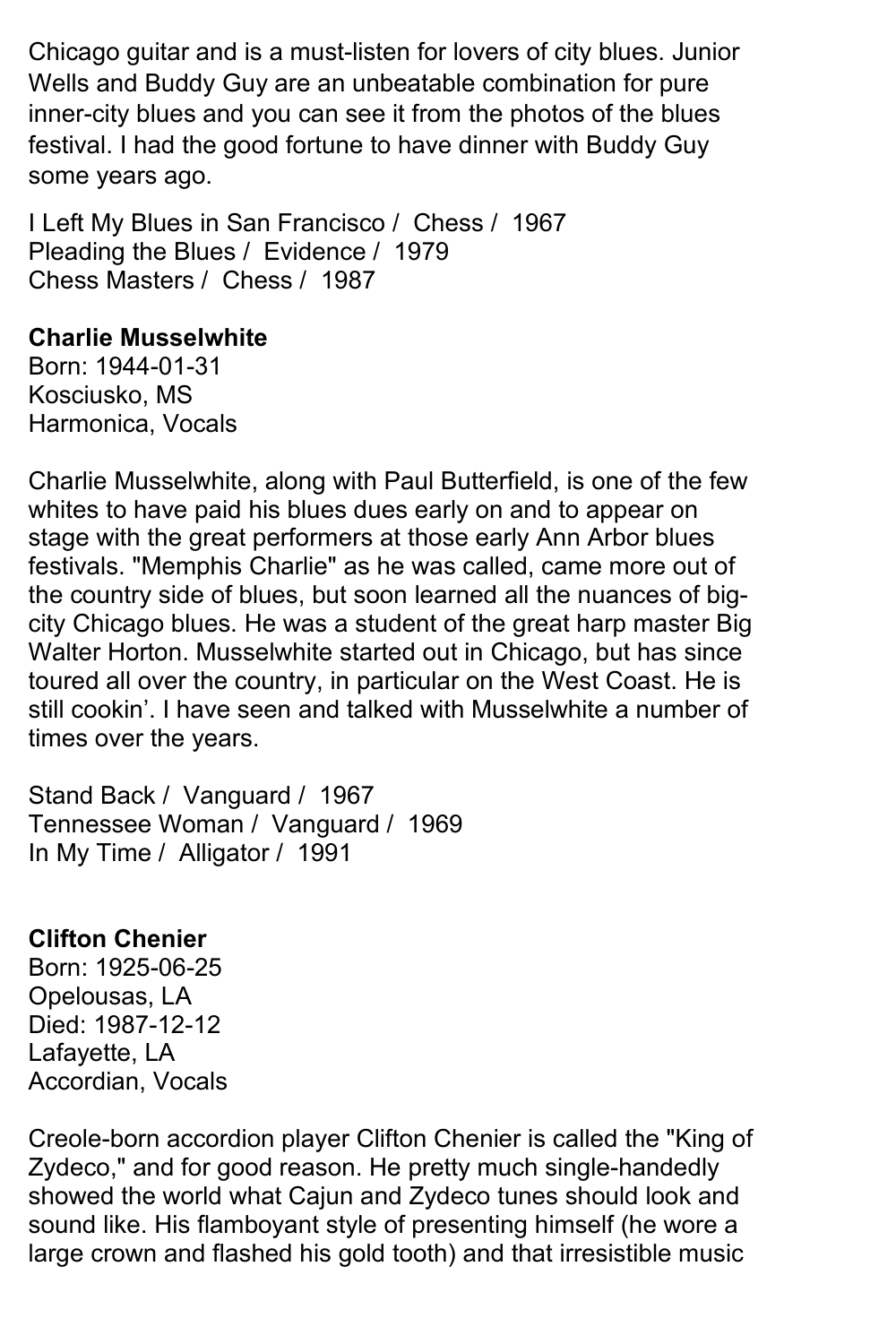Chicago guitar and is a must-listen for lovers of city blues. Junior Wells and Buddy Guy are an unbeatable combination for pure inner-city blues and you can see it from the photos of the blues festival. I had the good fortune to have dinner with Buddy Guy some years ago.

I Left My Blues in San Francisco / Chess / 1967
Pleading the Blues / Evidence / 1979
Chess Masters / Chess / 1987

**Charlie Musselwhite**
Born: 1944-01-31
Kosciusko, MS
Harmonica, Vocals

Charlie Musselwhite, along with Paul Butterfield, is one of the few whites to have paid his blues dues early on and to appear on stage with the great performers at those early Ann Arbor blues festivals. "Memphis Charlie" as he was called, came more out of the country side of blues, but soon learned all the nuances of big-city Chicago blues. He was a student of the great harp master Big Walter Horton. Musselwhite started out in Chicago, but has since toured all over the country, in particular on the West Coast. He is still cookin'. I have seen and talked with Musselwhite a number of times over the years.

Stand Back / Vanguard / 1967
Tennessee Woman / Vanguard / 1969
In My Time / Alligator / 1991

**Clifton Chenier**
Born: 1925-06-25
Opelousas, LA
Died: 1987-12-12
Lafayette, LA
Accordian, Vocals

Creole-born accordion player Clifton Chenier is called the "King of Zydeco," and for good reason. He pretty much single-handedly showed the world what Cajun and Zydeco tunes should look and sound like. His flamboyant style of presenting himself (he wore a large crown and flashed his gold tooth) and that irresistible music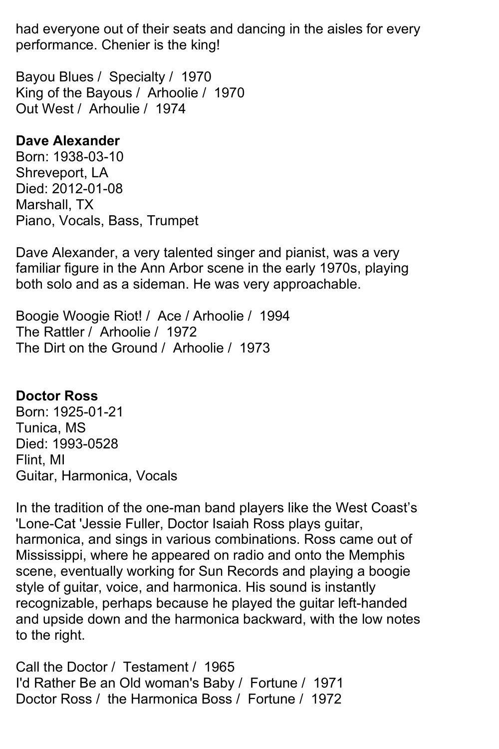had everyone out of their seats and dancing in the aisles for every performance. Chenier is the king!

Bayou Blues / Specialty / 1970
King of the Bayous / Arhoolie / 1970
Out West / Arhoulie / 1974

**Dave Alexander**
Born: 1938-03-10
Shreveport, LA
Died: 2012-01-08
Marshall, TX
Piano, Vocals, Bass, Trumpet

Dave Alexander, a very talented singer and pianist, was a very familiar figure in the Ann Arbor scene in the early 1970s, playing both solo and as a sideman. He was very approachable.

Boogie Woogie Riot! / Ace / Arhoolie / 1994
The Rattler / Arhoolie / 1972
The Dirt on the Ground / Arhoolie / 1973

**Doctor Ross**
Born: 1925-01-21
Tunica, MS
Died: 1993-0528
Flint, MI
Guitar, Harmonica, Vocals

In the tradition of the one-man band players like the West Coast's 'Lone-Cat 'Jessie Fuller, Doctor Isaiah Ross plays guitar, harmonica, and sings in various combinations. Ross came out of Mississippi, where he appeared on radio and onto the Memphis scene, eventually working for Sun Records and playing a boogie style of guitar, voice, and harmonica. His sound is instantly recognizable, perhaps because he played the guitar left-handed and upside down and the harmonica backward, with the low notes to the right.

Call the Doctor / Testament / 1965
I'd Rather Be an Old woman's Baby / Fortune / 1971
Doctor Ross / the Harmonica Boss / Fortune / 1972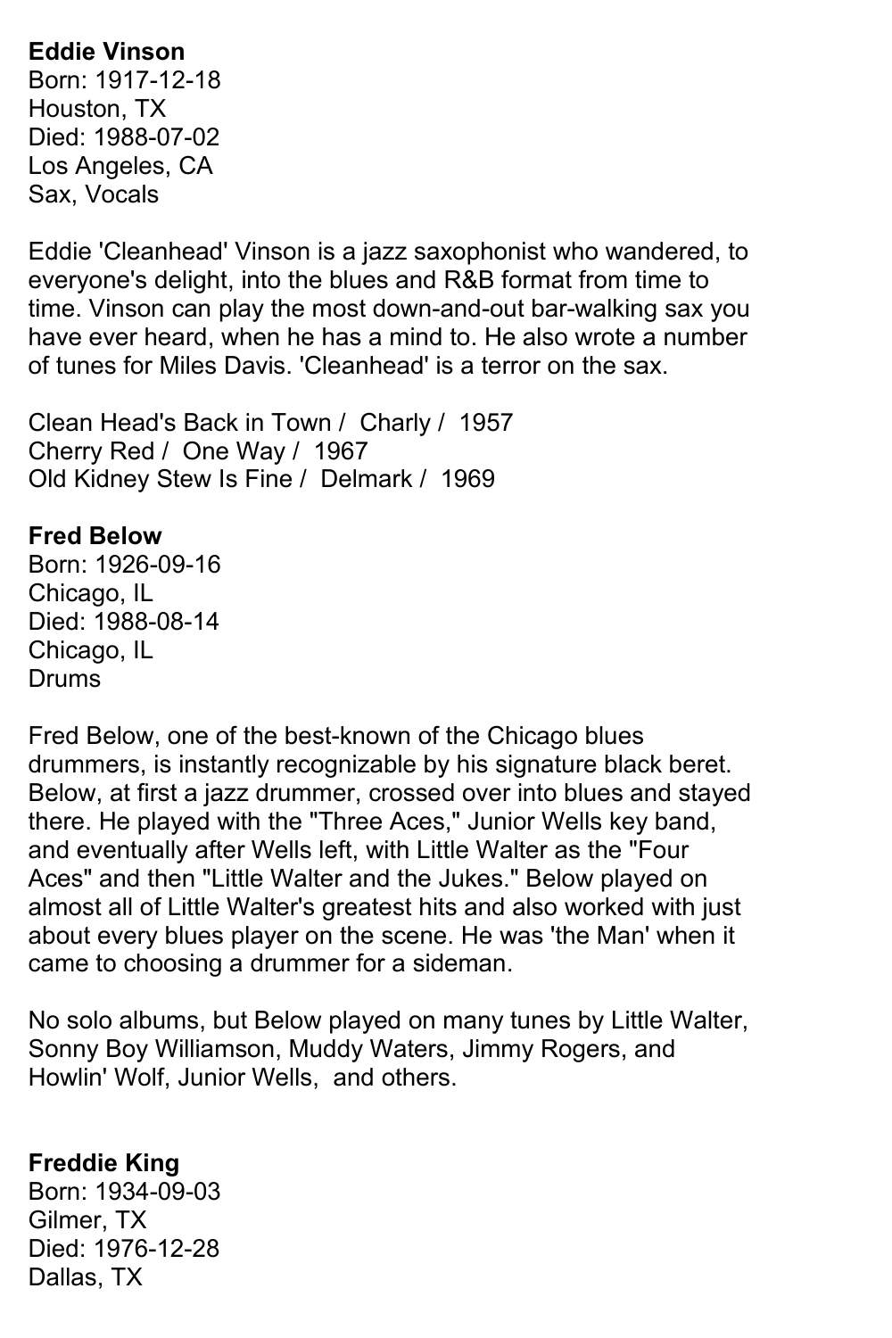**Eddie Vinson**
Born: 1917-12-18
Houston, TX
Died: 1988-07-02
Los Angeles, CA
Sax, Vocals

Eddie 'Cleanhead' Vinson is a jazz saxophonist who wandered, to everyone's delight, into the blues and R&B format from time to time. Vinson can play the most down-and-out bar-walking sax you have ever heard, when he has a mind to. He also wrote a number of tunes for Miles Davis. 'Cleanhead' is a terror on the sax.

Clean Head's Back in Town / Charly / 1957
Cherry Red / One Way / 1967
Old Kidney Stew Is Fine / Delmark / 1969

**Fred Below**
Born: 1926-09-16
Chicago, IL
Died: 1988-08-14
Chicago, IL
Drums

Fred Below, one of the best-known of the Chicago blues drummers, is instantly recognizable by his signature black beret. Below, at first a jazz drummer, crossed over into blues and stayed there. He played with the "Three Aces," Junior Wells key band, and eventually after Wells left, with Little Walter as the "Four Aces" and then "Little Walter and the Jukes." Below played on almost all of Little Walter's greatest hits and also worked with just about every blues player on the scene. He was 'the Man' when it came to choosing a drummer for a sideman.

No solo albums, but Below played on many tunes by Little Walter, Sonny Boy Williamson, Muddy Waters, Jimmy Rogers, and Howlin' Wolf, Junior Wells, and others.

**Freddie King**
Born: 1934-09-03
Gilmer, TX
Died: 1976-12-28
Dallas, TX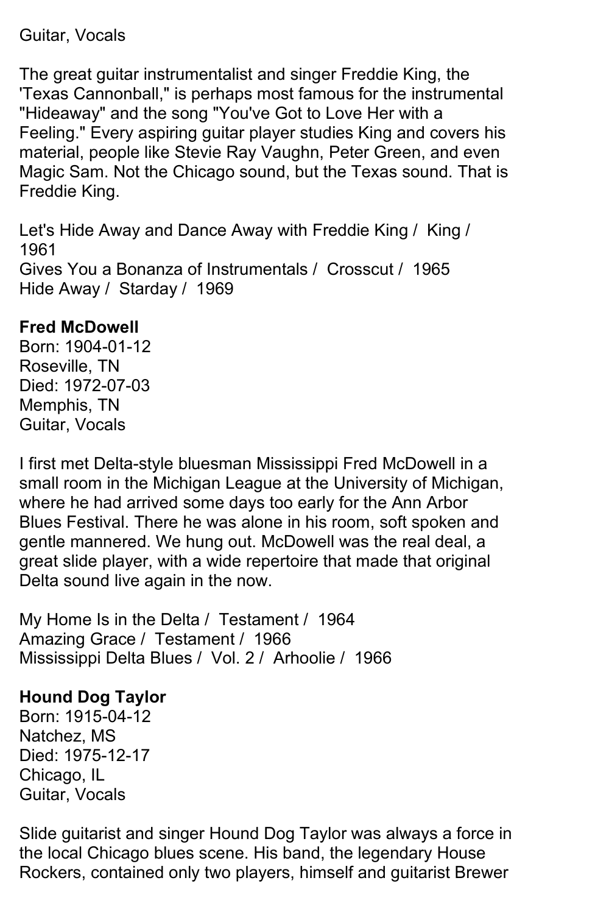Guitar, Vocals

The great guitar instrumentalist and singer Freddie King, the 'Texas Cannonball," is perhaps most famous for the instrumental "Hideaway" and the song "You've Got to Love Her with a Feeling." Every aspiring guitar player studies King and covers his material, people like Stevie Ray Vaughn, Peter Green, and even Magic Sam. Not the Chicago sound, but the Texas sound. That is Freddie King.

Let's Hide Away and Dance Away with Freddie King / King / 1961
Gives You a Bonanza of Instrumentals / Crosscut / 1965
Hide Away / Starday / 1969

**Fred McDowell**
Born: 1904-01-12
Roseville, TN
Died: 1972-07-03
Memphis, TN
Guitar, Vocals

I first met Delta-style bluesman Mississippi Fred McDowell in a small room in the Michigan League at the University of Michigan, where he had arrived some days too early for the Ann Arbor Blues Festival. There he was alone in his room, soft spoken and gentle mannered. We hung out. McDowell was the real deal, a great slide player, with a wide repertoire that made that original Delta sound live again in the now.

My Home Is in the Delta / Testament / 1964
Amazing Grace / Testament / 1966
Mississippi Delta Blues / Vol. 2 / Arhoolie / 1966

**Hound Dog Taylor**
Born: 1915-04-12
Natchez, MS
Died: 1975-12-17
Chicago, IL
Guitar, Vocals

Slide guitarist and singer Hound Dog Taylor was always a force in the local Chicago blues scene. His band, the legendary House Rockers, contained only two players, himself and guitarist Brewer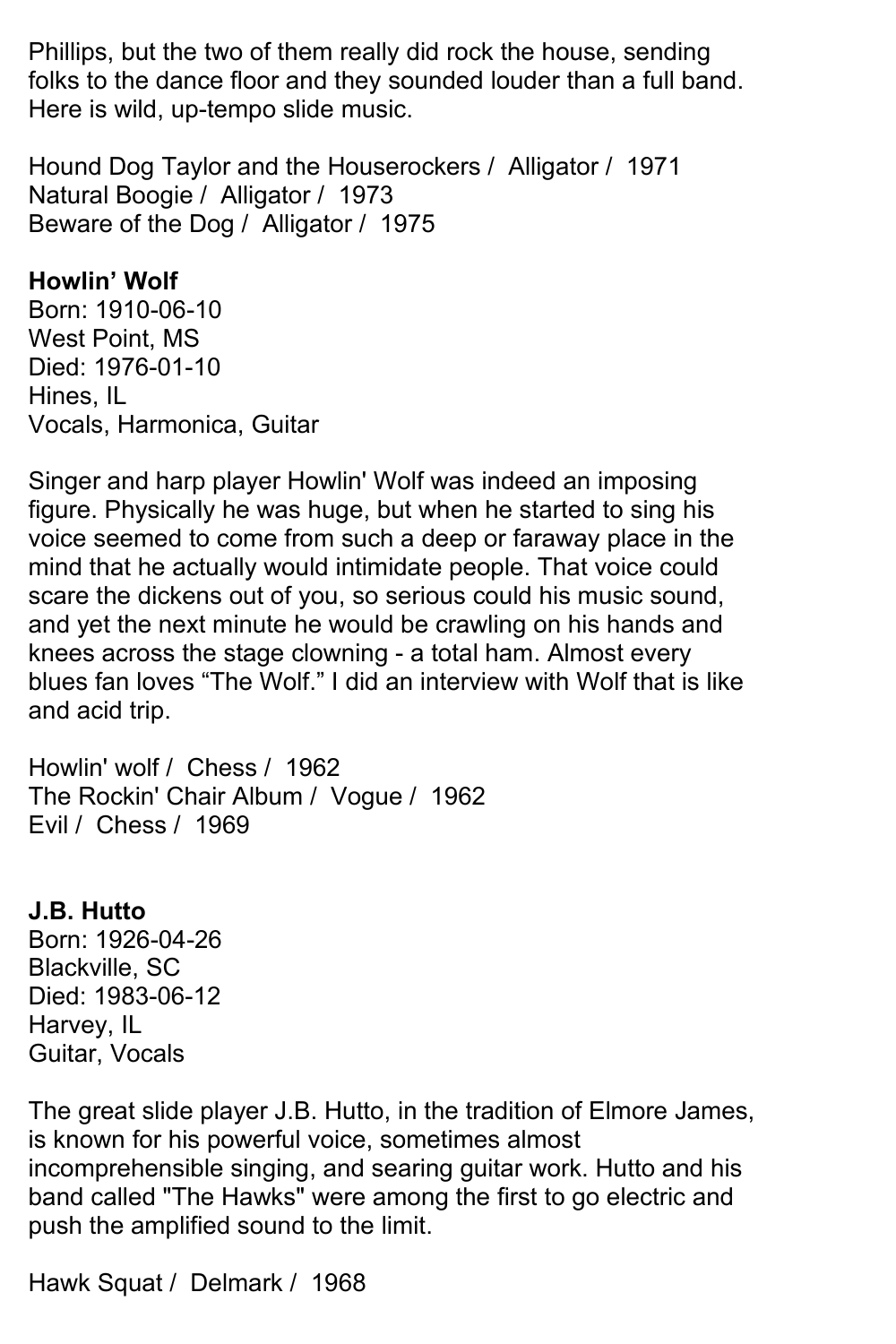Phillips, but the two of them really did rock the house, sending folks to the dance floor and they sounded louder than a full band. Here is wild, up-tempo slide music.

Hound Dog Taylor and the Houserockers / Alligator / 1971
Natural Boogie / Alligator / 1973
Beware of the Dog / Alligator / 1975

**Howlin' Wolf**
Born: 1910-06-10
West Point, MS
Died: 1976-01-10
Hines, IL
Vocals, Harmonica, Guitar

Singer and harp player Howlin' Wolf was indeed an imposing figure. Physically he was huge, but when he started to sing his voice seemed to come from such a deep or faraway place in the mind that he actually would intimidate people. That voice could scare the dickens out of you, so serious could his music sound, and yet the next minute he would be crawling on his hands and knees across the stage clowning - a total ham. Almost every blues fan loves "The Wolf." I did an interview with Wolf that is like and acid trip.

Howlin' wolf / Chess / 1962
The Rockin' Chair Album / Vogue / 1962
Evil / Chess / 1969

**J.B. Hutto**
Born: 1926-04-26
Blackville, SC
Died: 1983-06-12
Harvey, IL
Guitar, Vocals

The great slide player J.B. Hutto, in the tradition of Elmore James, is known for his powerful voice, sometimes almost incomprehensible singing, and searing guitar work. Hutto and his band called "The Hawks" were among the first to go electric and push the amplified sound to the limit.

Hawk Squat / Delmark / 1968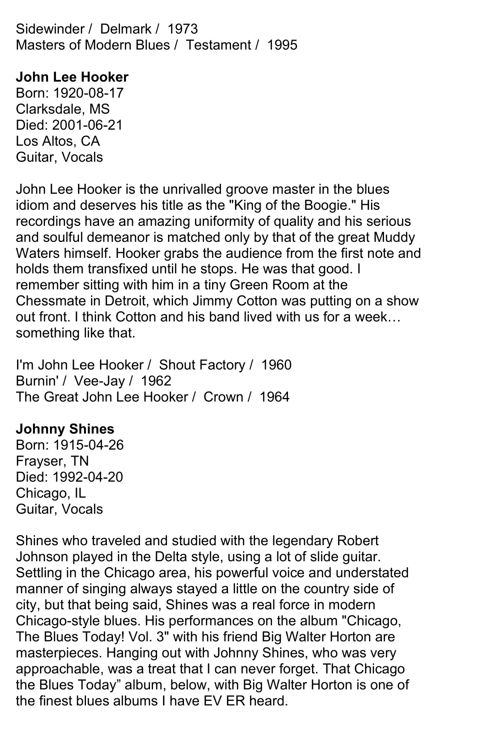Sidewinder / Delmark / 1973
Masters of Modern Blues / Testament / 1995

**John Lee Hooker**
Born: 1920-08-17
Clarksdale, MS
Died: 2001-06-21
Los Altos, CA
Guitar, Vocals

John Lee Hooker is the unrivalled groove master in the blues idiom and deserves his title as the "King of the Boogie." His recordings have an amazing uniformity of quality and his serious and soulful demeanor is matched only by that of the great Muddy Waters himself. Hooker grabs the audience from the first note and holds them transfixed until he stops. He was that good. I remember sitting with him in a tiny Green Room at the Chessmate in Detroit, which Jimmy Cotton was putting on a show out front. I think Cotton and his band lived with us for a week… something like that.

I'm John Lee Hooker / Shout Factory / 1960
Burnin' / Vee-Jay / 1962
The Great John Lee Hooker / Crown / 1964

**Johnny Shines**
Born: 1915-04-26
Frayser, TN
Died: 1992-04-20
Chicago, IL
Guitar, Vocals

Shines who traveled and studied with the legendary Robert Johnson played in the Delta style, using a lot of slide guitar. Settling in the Chicago area, his powerful voice and understated manner of singing always stayed a little on the country side of city, but that being said, Shines was a real force in modern Chicago-style blues. His performances on the album "Chicago, The Blues Today! Vol. 3" with his friend Big Walter Horton are masterpieces. Hanging out with Johnny Shines, who was very approachable, was a treat that I can never forget. That Chicago the Blues Today" album, below, with Big Walter Horton is one of the finest blues albums I have EV ER heard.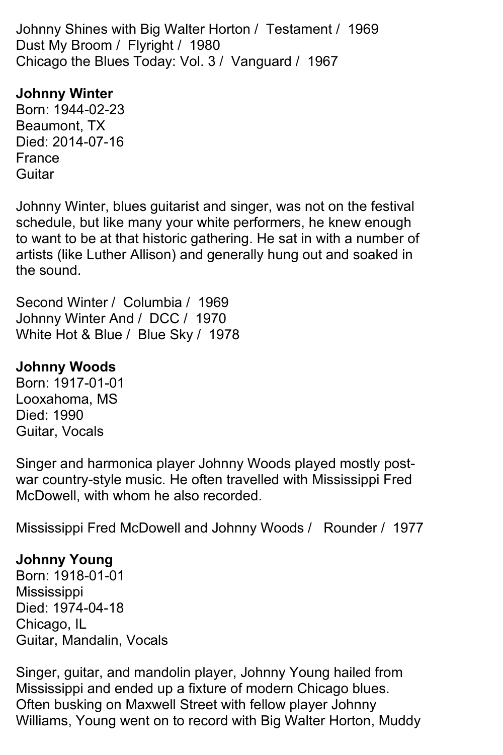Johnny Shines with Big Walter Horton / Testament / 1969
Dust My Broom / Flyright / 1980
Chicago the Blues Today: Vol. 3 / Vanguard / 1967

**Johnny Winter**
Born: 1944-02-23
Beaumont, TX
Died: 2014-07-16
France
Guitar

Johnny Winter, blues guitarist and singer, was not on the festival schedule, but like many your white performers, he knew enough to want to be at that historic gathering. He sat in with a number of artists (like Luther Allison) and generally hung out and soaked in the sound.

Second Winter / Columbia / 1969
Johnny Winter And / DCC / 1970
White Hot & Blue / Blue Sky / 1978

**Johnny Woods**
Born: 1917-01-01
Looxahoma, MS
Died: 1990
Guitar, Vocals

Singer and harmonica player Johnny Woods played mostly post-war country-style music. He often travelled with Mississippi Fred McDowell, with whom he also recorded.

Mississippi Fred McDowell and Johnny Woods / Rounder / 1977

**Johnny Young**
Born: 1918-01-01
Mississippi
Died: 1974-04-18
Chicago, IL
Guitar, Mandalin, Vocals

Singer, guitar, and mandolin player, Johnny Young hailed from Mississippi and ended up a fixture of modern Chicago blues. Often busking on Maxwell Street with fellow player Johnny Williams, Young went on to record with Big Walter Horton, Muddy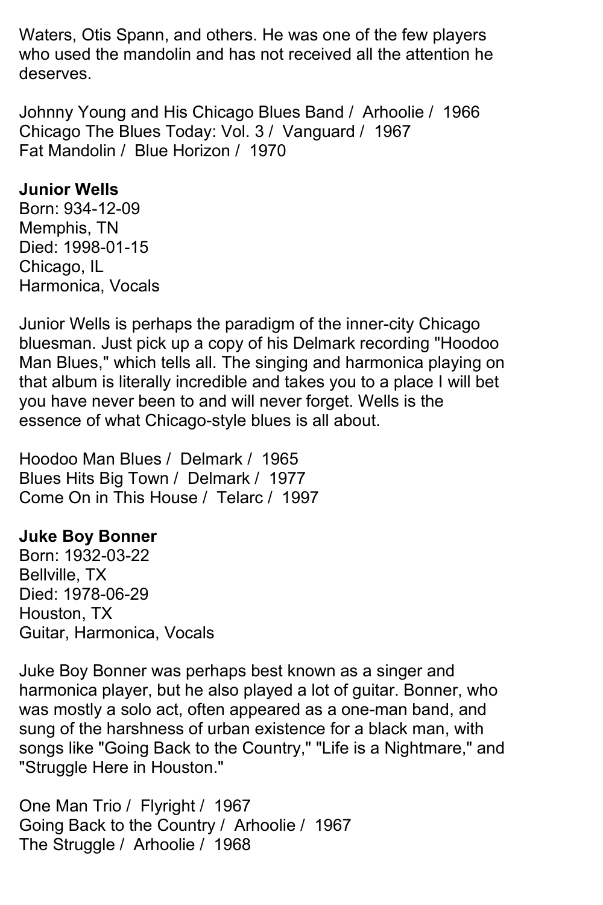Waters, Otis Spann, and others. He was one of the few players who used the mandolin and has not received all the attention he deserves.

Johnny Young and His Chicago Blues Band / Arhoolie / 1966
Chicago The Blues Today: Vol. 3 / Vanguard / 1967
Fat Mandolin / Blue Horizon / 1970

**Junior Wells**
Born: 934-12-09
Memphis, TN
Died: 1998-01-15
Chicago, IL
Harmonica, Vocals

Junior Wells is perhaps the paradigm of the inner-city Chicago bluesman. Just pick up a copy of his Delmark recording "Hoodoo Man Blues," which tells all. The singing and harmonica playing on that album is literally incredible and takes you to a place I will bet you have never been to and will never forget. Wells is the essence of what Chicago-style blues is all about.

Hoodoo Man Blues / Delmark / 1965
Blues Hits Big Town / Delmark / 1977
Come On in This House / Telarc / 1997

**Juke Boy Bonner**
Born: 1932-03-22
Bellville, TX
Died: 1978-06-29
Houston, TX
Guitar, Harmonica, Vocals

Juke Boy Bonner was perhaps best known as a singer and harmonica player, but he also played a lot of guitar. Bonner, who was mostly a solo act, often appeared as a one-man band, and sung of the harshness of urban existence for a black man, with songs like "Going Back to the Country," "Life is a Nightmare," and "Struggle Here in Houston."

One Man Trio / Flyright / 1967
Going Back to the Country / Arhoolie / 1967
The Struggle / Arhoolie / 1968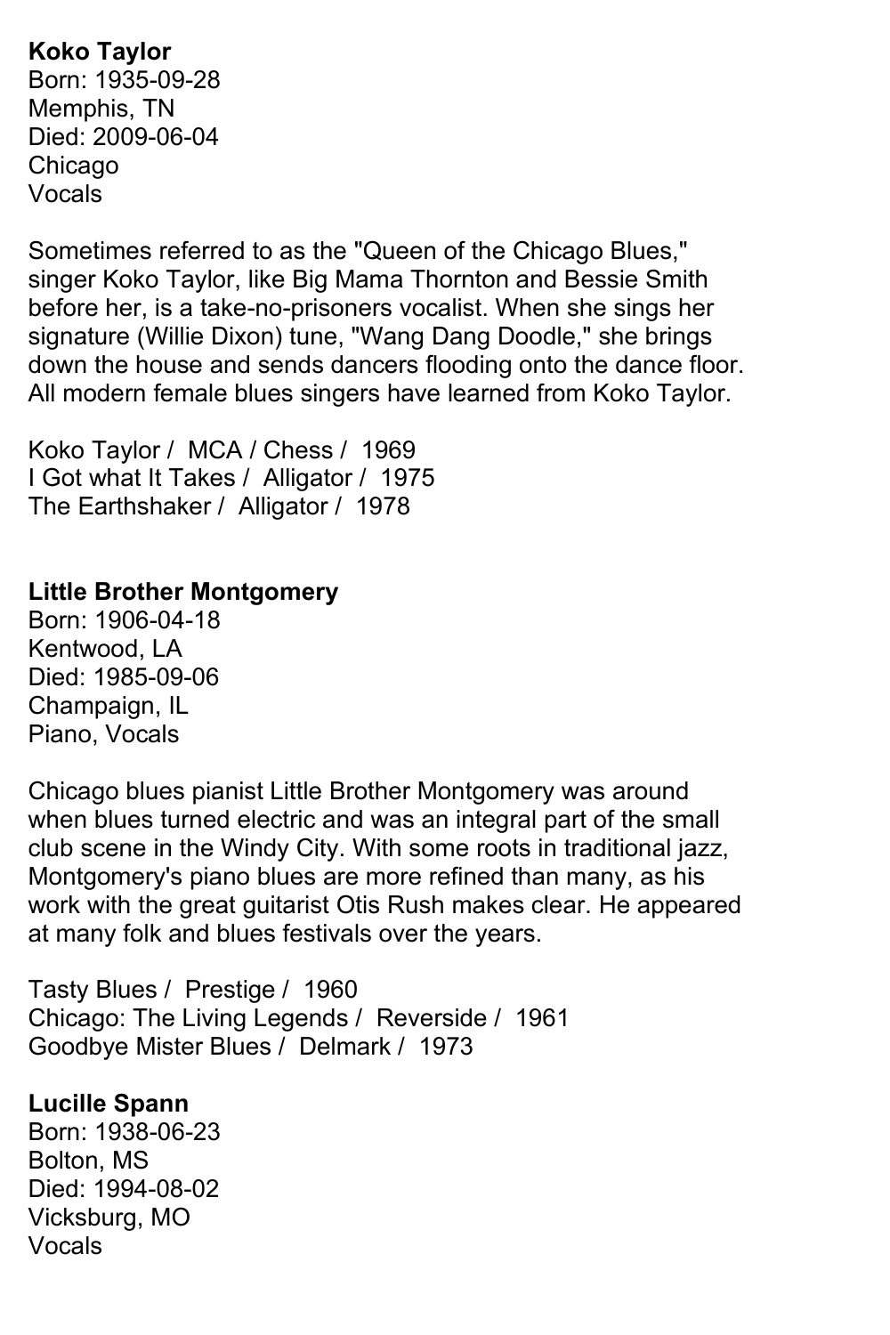**Koko Taylor**
Born: 1935-09-28
Memphis, TN
Died: 2009-06-04
Chicago
Vocals

Sometimes referred to as the "Queen of the Chicago Blues," singer Koko Taylor, like Big Mama Thornton and Bessie Smith before her, is a take-no-prisoners vocalist. When she sings her signature (Willie Dixon) tune, "Wang Dang Doodle," she brings down the house and sends dancers flooding onto the dance floor. All modern female blues singers have learned from Koko Taylor.

Koko Taylor / MCA / Chess / 1969
I Got what It Takes / Alligator / 1975
The Earthshaker / Alligator / 1978

**Little Brother Montgomery**
Born: 1906-04-18
Kentwood, LA
Died: 1985-09-06
Champaign, IL
Piano, Vocals

Chicago blues pianist Little Brother Montgomery was around when blues turned electric and was an integral part of the small club scene in the Windy City. With some roots in traditional jazz, Montgomery's piano blues are more refined than many, as his work with the great guitarist Otis Rush makes clear. He appeared at many folk and blues festivals over the years.

Tasty Blues / Prestige / 1960
Chicago: The Living Legends / Reverside / 1961
Goodbye Mister Blues / Delmark / 1973

**Lucille Spann**
Born: 1938-06-23
Bolton, MS
Died: 1994-08-02
Vicksburg, MO
Vocals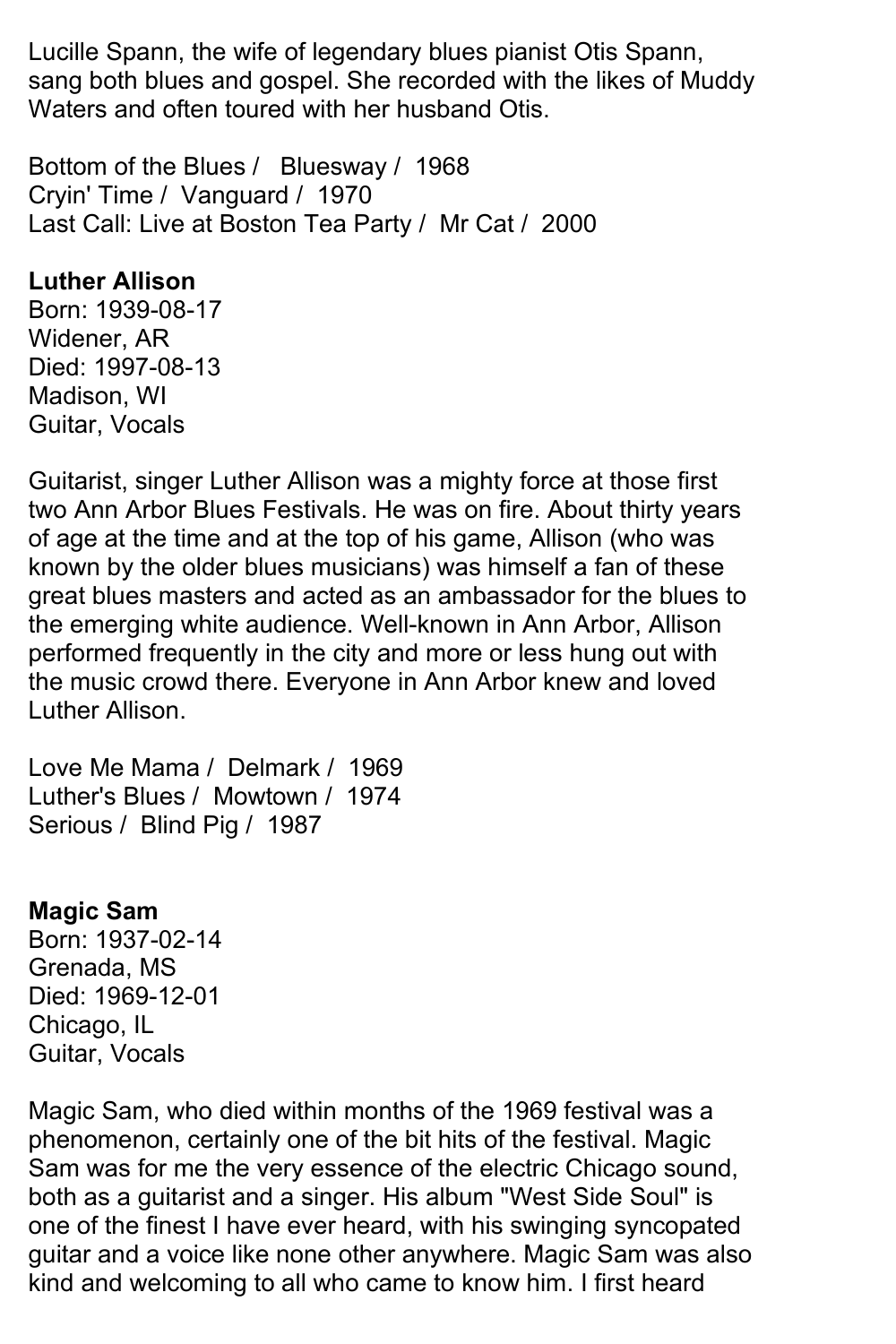Lucille Spann, the wife of legendary blues pianist Otis Spann, sang both blues and gospel. She recorded with the likes of Muddy Waters and often toured with her husband Otis.

Bottom of the Blues / Bluesway / 1968
Cryin' Time / Vanguard / 1970
Last Call: Live at Boston Tea Party / Mr Cat / 2000

**Luther Allison**
Born: 1939-08-17
Widener, AR
Died: 1997-08-13
Madison, WI
Guitar, Vocals

Guitarist, singer Luther Allison was a mighty force at those first two Ann Arbor Blues Festivals. He was on fire. About thirty years of age at the time and at the top of his game, Allison (who was known by the older blues musicians) was himself a fan of these great blues masters and acted as an ambassador for the blues to the emerging white audience. Well-known in Ann Arbor, Allison performed frequently in the city and more or less hung out with the music crowd there. Everyone in Ann Arbor knew and loved Luther Allison.

Love Me Mama / Delmark / 1969
Luther's Blues / Mowtown / 1974
Serious / Blind Pig / 1987

**Magic Sam**
Born: 1937-02-14
Grenada, MS
Died: 1969-12-01
Chicago, IL
Guitar, Vocals

Magic Sam, who died within months of the 1969 festival was a phenomenon, certainly one of the bit hits of the festival. Magic Sam was for me the very essence of the electric Chicago sound, both as a guitarist and a singer. His album "West Side Soul" is one of the finest I have ever heard, with his swinging syncopated guitar and a voice like none other anywhere. Magic Sam was also kind and welcoming to all who came to know him. I first heard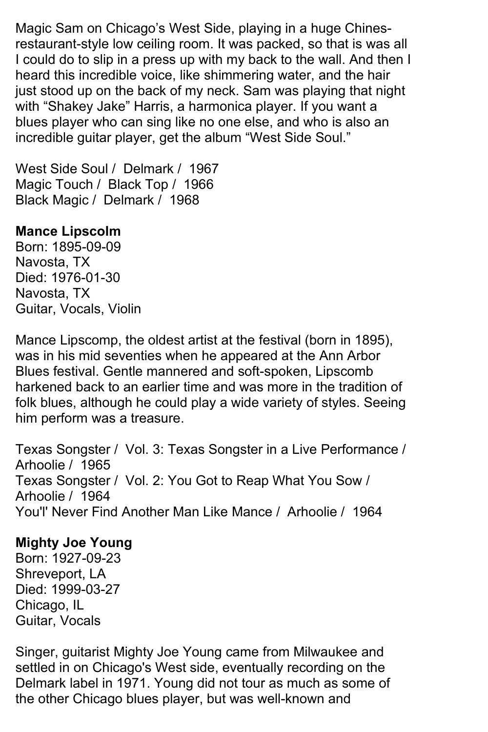Magic Sam on Chicago's West Side, playing in a huge Chines-restaurant-style low ceiling room. It was packed, so that is was all I could do to slip in a press up with my back to the wall. And then I heard this incredible voice, like shimmering water, and the hair just stood up on the back of my neck. Sam was playing that night with "Shakey Jake" Harris, a harmonica player. If you want a blues player who can sing like no one else, and who is also an incredible guitar player, get the album "West Side Soul."

West Side Soul / Delmark / 1967
Magic Touch / Black Top / 1966
Black Magic / Delmark / 1968

**Mance Lipscolm**
Born: 1895-09-09
Navosta, TX
Died: 1976-01-30
Navosta, TX
Guitar, Vocals, Violin

Mance Lipscomp, the oldest artist at the festival (born in 1895), was in his mid seventies when he appeared at the Ann Arbor Blues festival. Gentle mannered and soft-spoken, Lipscomb harkened back to an earlier time and was more in the tradition of folk blues, although he could play a wide variety of styles. Seeing him perform was a treasure.

Texas Songster / Vol. 3: Texas Songster in a Live Performance / Arhoolie / 1965
Texas Songster / Vol. 2: You Got to Reap What You Sow / Arhoolie / 1964
You'l' Never Find Another Man Like Mance / Arhoolie / 1964

**Mighty Joe Young**
Born: 1927-09-23
Shreveport, LA
Died: 1999-03-27
Chicago, IL
Guitar, Vocals

Singer, guitarist Mighty Joe Young came from Milwaukee and settled in on Chicago's West side, eventually recording on the Delmark label in 1971. Young did not tour as much as some of the other Chicago blues player, but was well-known and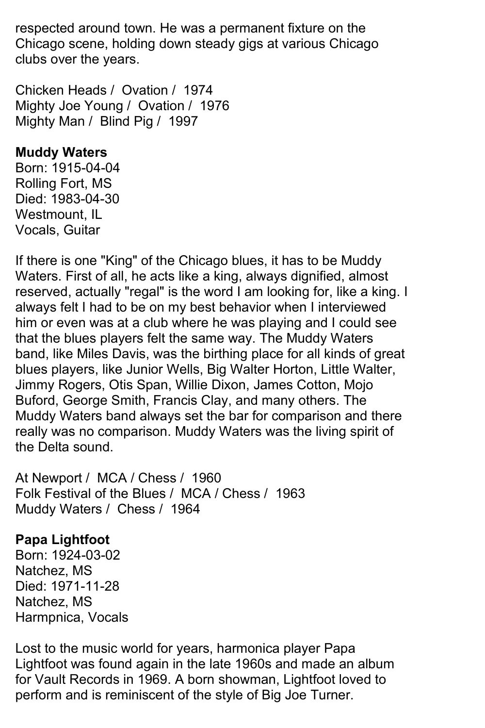respected around town. He was a permanent fixture on the Chicago scene, holding down steady gigs at various Chicago clubs over the years.

Chicken Heads / Ovation / 1974
Mighty Joe Young / Ovation / 1976
Mighty Man / Blind Pig / 1997

**Muddy Waters**
Born: 1915-04-04
Rolling Fort, MS
Died: 1983-04-30
Westmount, IL
Vocals, Guitar

If there is one "King" of the Chicago blues, it has to be Muddy Waters. First of all, he acts like a king, always dignified, almost reserved, actually "regal" is the word I am looking for, like a king. I always felt I had to be on my best behavior when I interviewed him or even was at a club where he was playing and I could see that the blues players felt the same way. The Muddy Waters band, like Miles Davis, was the birthing place for all kinds of great blues players, like Junior Wells, Big Walter Horton, Little Walter, Jimmy Rogers, Otis Span, Willie Dixon, James Cotton, Mojo Buford, George Smith, Francis Clay, and many others. The Muddy Waters band always set the bar for comparison and there really was no comparison. Muddy Waters was the living spirit of the Delta sound.

At Newport / MCA / Chess / 1960
Folk Festival of the Blues / MCA / Chess / 1963
Muddy Waters / Chess / 1964

**Papa Lightfoot**
Born: 1924-03-02
Natchez, MS
Died: 1971-11-28
Natchez, MS
Harmpnica, Vocals

Lost to the music world for years, harmonica player Papa Lightfoot was found again in the late 1960s and made an album for Vault Records in 1969. A born showman, Lightfoot loved to perform and is reminiscent of the style of Big Joe Turner.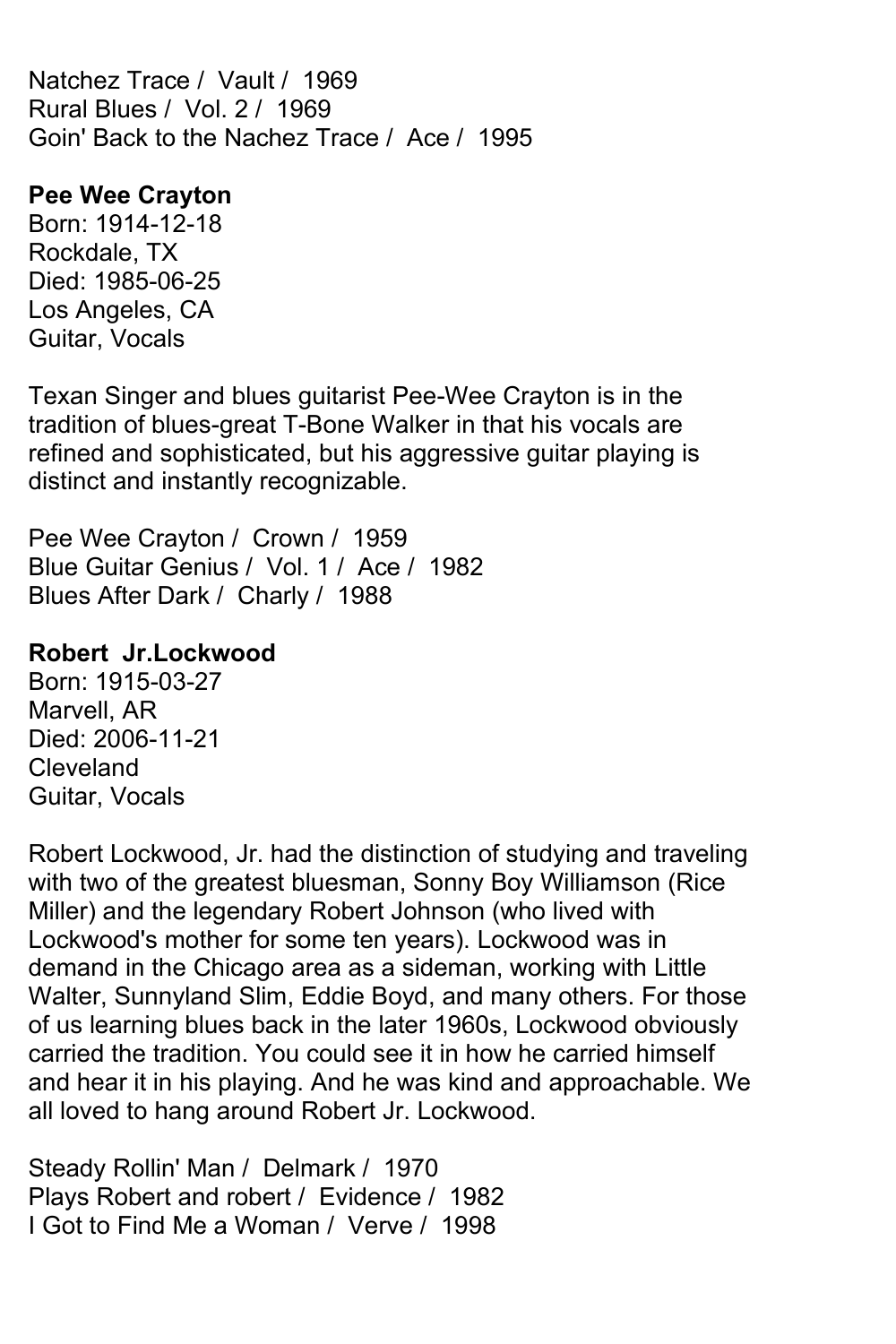Natchez Trace / Vault / 1969
Rural Blues / Vol. 2 / 1969
Goin' Back to the Nachez Trace / Ace / 1995

**Pee Wee Crayton**
Born: 1914-12-18
Rockdale, TX
Died: 1985-06-25
Los Angeles, CA
Guitar, Vocals

Texan Singer and blues guitarist Pee-Wee Crayton is in the tradition of blues-great T-Bone Walker in that his vocals are refined and sophisticated, but his aggressive guitar playing is distinct and instantly recognizable.

Pee Wee Crayton / Crown / 1959
Blue Guitar Genius / Vol. 1 / Ace / 1982
Blues After Dark / Charly / 1988

**Robert Jr.Lockwood**
Born: 1915-03-27
Marvell, AR
Died: 2006-11-21
Cleveland
Guitar, Vocals

Robert Lockwood, Jr. had the distinction of studying and traveling with two of the greatest bluesman, Sonny Boy Williamson (Rice Miller) and the legendary Robert Johnson (who lived with Lockwood's mother for some ten years). Lockwood was in demand in the Chicago area as a sideman, working with Little Walter, Sunnyland Slim, Eddie Boyd, and many others. For those of us learning blues back in the later 1960s, Lockwood obviously carried the tradition. You could see it in how he carried himself and hear it in his playing. And he was kind and approachable. We all loved to hang around Robert Jr. Lockwood.

Steady Rollin' Man / Delmark / 1970
Plays Robert and robert / Evidence / 1982
I Got to Find Me a Woman / Verve / 1998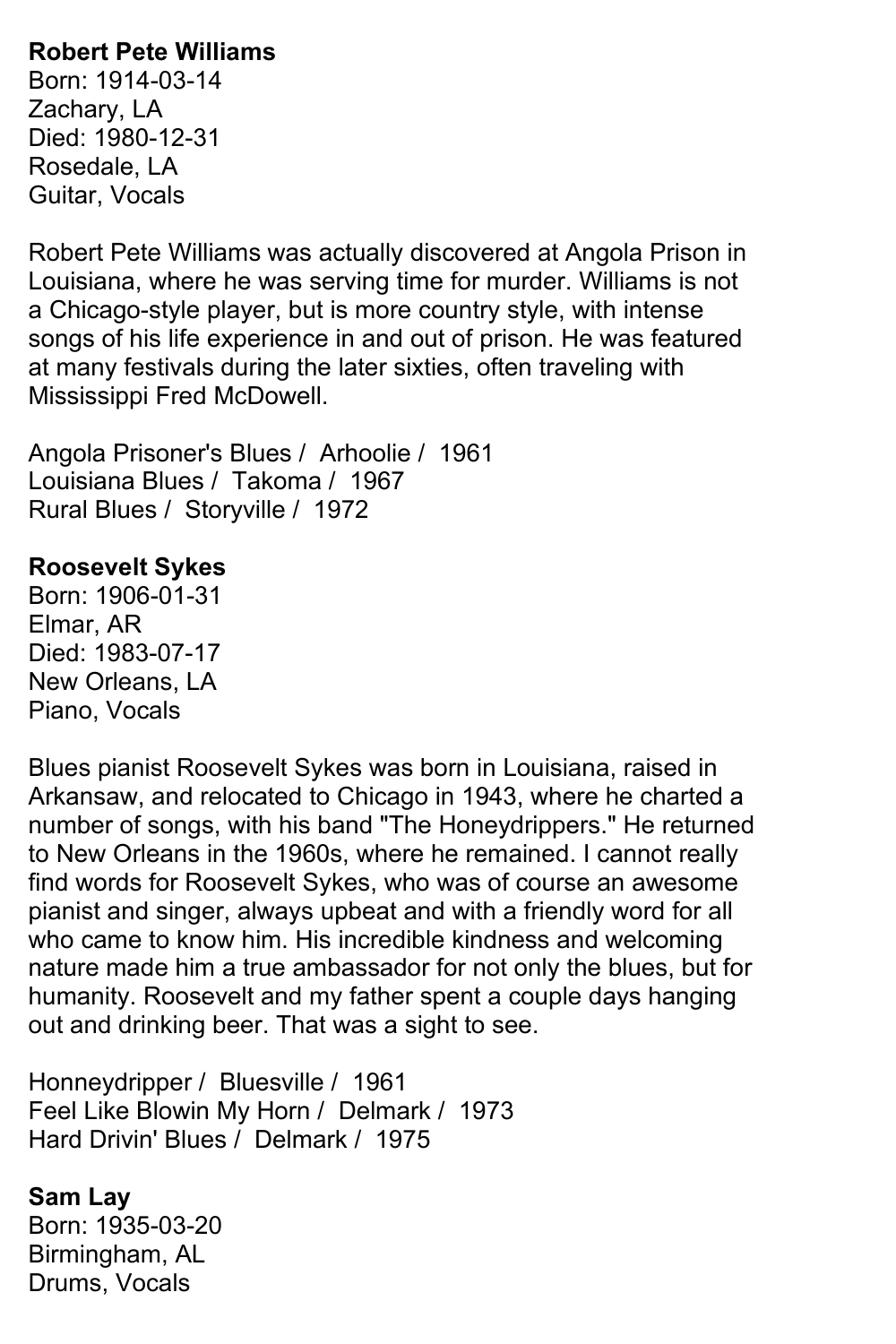**Robert Pete Williams**
Born: 1914-03-14
Zachary, LA
Died: 1980-12-31
Rosedale, LA
Guitar, Vocals

Robert Pete Williams was actually discovered at Angola Prison in Louisiana, where he was serving time for murder. Williams is not a Chicago-style player, but is more country style, with intense songs of his life experience in and out of prison. He was featured at many festivals during the later sixties, often traveling with Mississippi Fred McDowell.

Angola Prisoner's Blues / Arhoolie / 1961
Louisiana Blues / Takoma / 1967
Rural Blues / Storyville / 1972

**Roosevelt Sykes**
Born: 1906-01-31
Elmar, AR
Died: 1983-07-17
New Orleans, LA
Piano, Vocals

Blues pianist Roosevelt Sykes was born in Louisiana, raised in Arkansaw, and relocated to Chicago in 1943, where he charted a number of songs, with his band "The Honeydrippers." He returned to New Orleans in the 1960s, where he remained. I cannot really find words for Roosevelt Sykes, who was of course an awesome pianist and singer, always upbeat and with a friendly word for all who came to know him. His incredible kindness and welcoming nature made him a true ambassador for not only the blues, but for humanity. Roosevelt and my father spent a couple days hanging out and drinking beer. That was a sight to see.

Honneydripper / Bluesville / 1961
Feel Like Blowin My Horn / Delmark / 1973
Hard Drivin' Blues / Delmark / 1975

**Sam Lay**
Born: 1935-03-20
Birmingham, AL
Drums, Vocals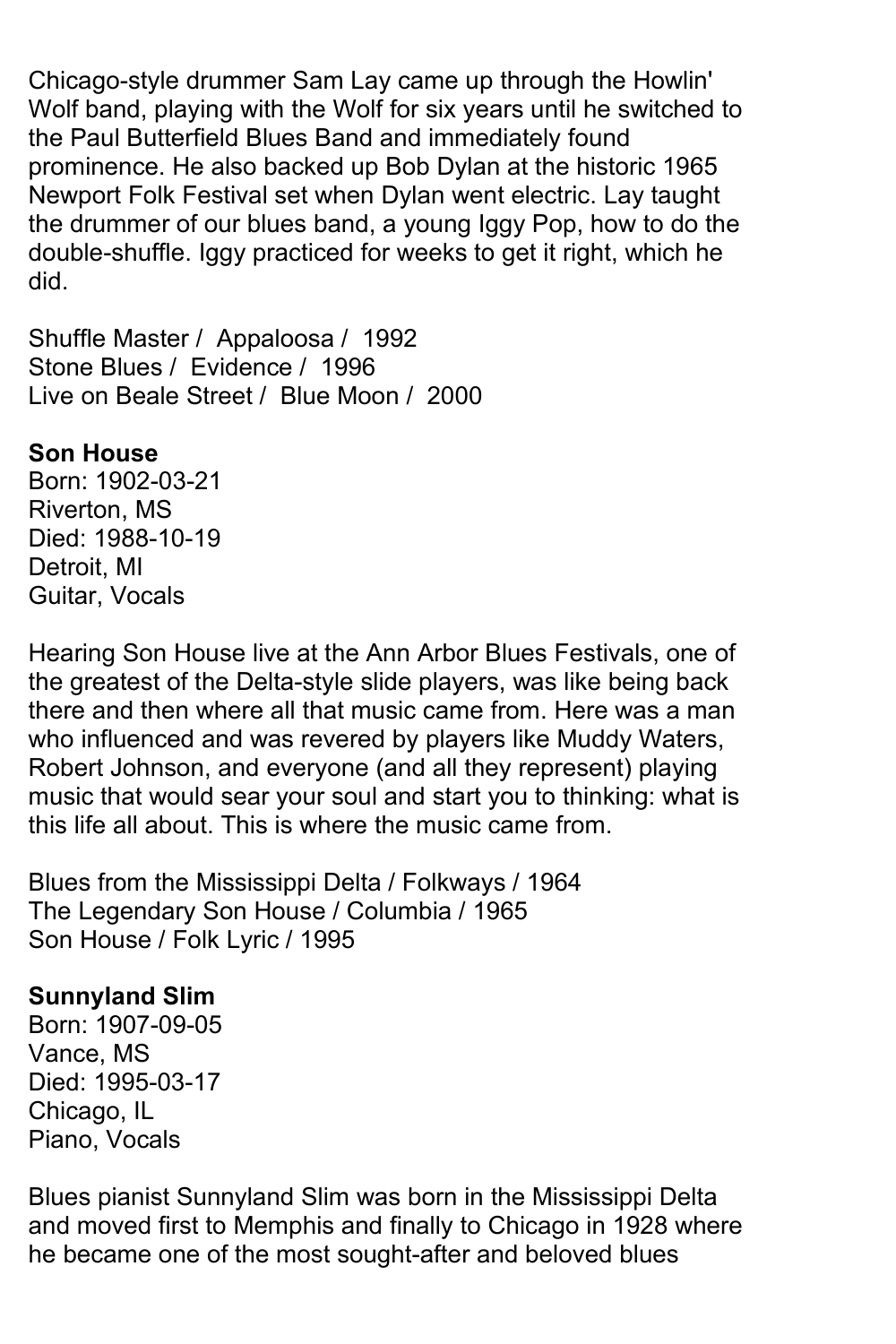Chicago-style drummer Sam Lay came up through the Howlin' Wolf band, playing with the Wolf for six years until he switched to the Paul Butterfield Blues Band and immediately found prominence. He also backed up Bob Dylan at the historic 1965 Newport Folk Festival set when Dylan went electric. Lay taught the drummer of our blues band, a young Iggy Pop, how to do the double-shuffle. Iggy practiced for weeks to get it right, which he did.

Shuffle Master / Appaloosa / 1992
Stone Blues / Evidence / 1996
Live on Beale Street / Blue Moon / 2000

**Son House**
Born: 1902-03-21
Riverton, MS
Died: 1988-10-19
Detroit, MI
Guitar, Vocals

Hearing Son House live at the Ann Arbor Blues Festivals, one of the greatest of the Delta-style slide players, was like being back there and then where all that music came from. Here was a man who influenced and was revered by players like Muddy Waters, Robert Johnson, and everyone (and all they represent) playing music that would sear your soul and start you to thinking: what is this life all about. This is where the music came from.

Blues from the Mississippi Delta / Folkways / 1964
The Legendary Son House / Columbia / 1965
Son House / Folk Lyric / 1995

**Sunnyland Slim**
Born: 1907-09-05
Vance, MS
Died: 1995-03-17
Chicago, IL
Piano, Vocals

Blues pianist Sunnyland Slim was born in the Mississippi Delta and moved first to Memphis and finally to Chicago in 1928 where he became one of the most sought-after and beloved blues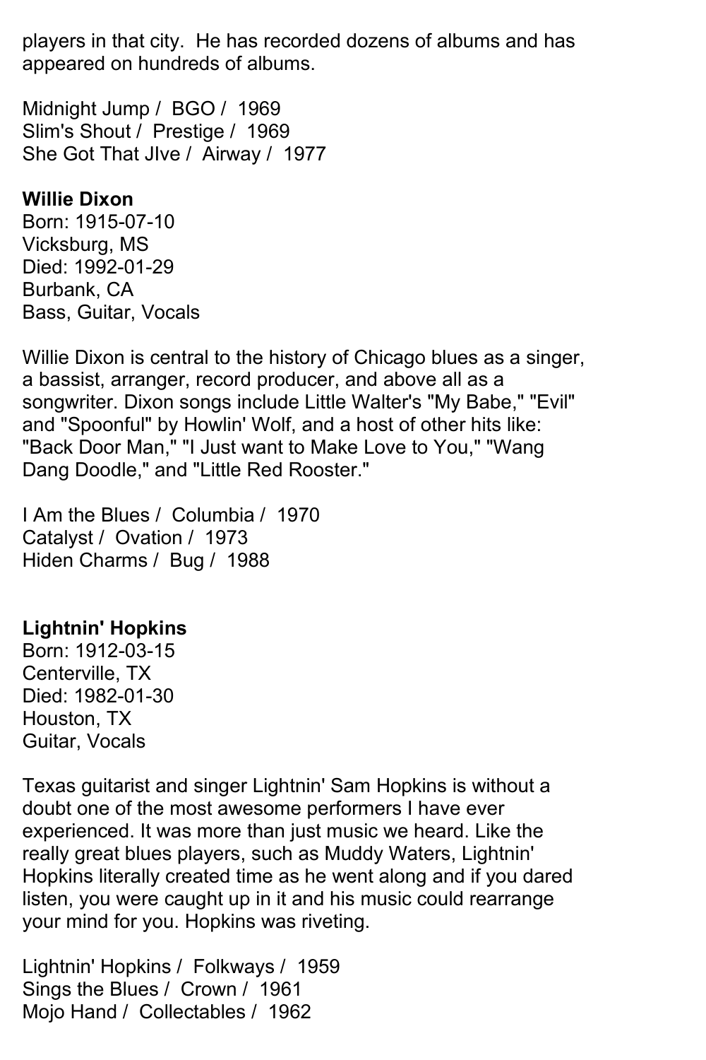players in that city.  He has recorded dozens of albums and has appeared on hundreds of albums.

Midnight Jump /  BGO /  1969
Slim's Shout /  Prestige /  1969
She Got That JIve /  Airway /  1977

**Willie Dixon**
Born: 1915-07-10
Vicksburg, MS
Died: 1992-01-29
Burbank, CA
Bass, Guitar, Vocals

Willie Dixon is central to the history of Chicago blues as a singer, a bassist, arranger, record producer, and above all as a songwriter. Dixon songs include Little Walter's "My Babe," "Evil" and "Spoonful" by Howlin' Wolf, and a host of other hits like: "Back Door Man," "I Just want to Make Love to You," "Wang Dang Doodle," and "Little Red Rooster."

I Am the Blues /  Columbia /  1970
Catalyst /  Ovation /  1973
Hiden Charms /  Bug /  1988

**Lightnin' Hopkins**
Born: 1912-03-15
Centerville, TX
Died: 1982-01-30
Houston, TX
Guitar, Vocals

Texas guitarist and singer Lightnin' Sam Hopkins is without a doubt one of the most awesome performers I have ever experienced. It was more than just music we heard. Like the really great blues players, such as Muddy Waters, Lightnin' Hopkins literally created time as he went along and if you dared listen, you were caught up in it and his music could rearrange your mind for you. Hopkins was riveting.

Lightnin' Hopkins /  Folkways /  1959
Sings the Blues /  Crown /  1961
Mojo Hand /  Collectables /  1962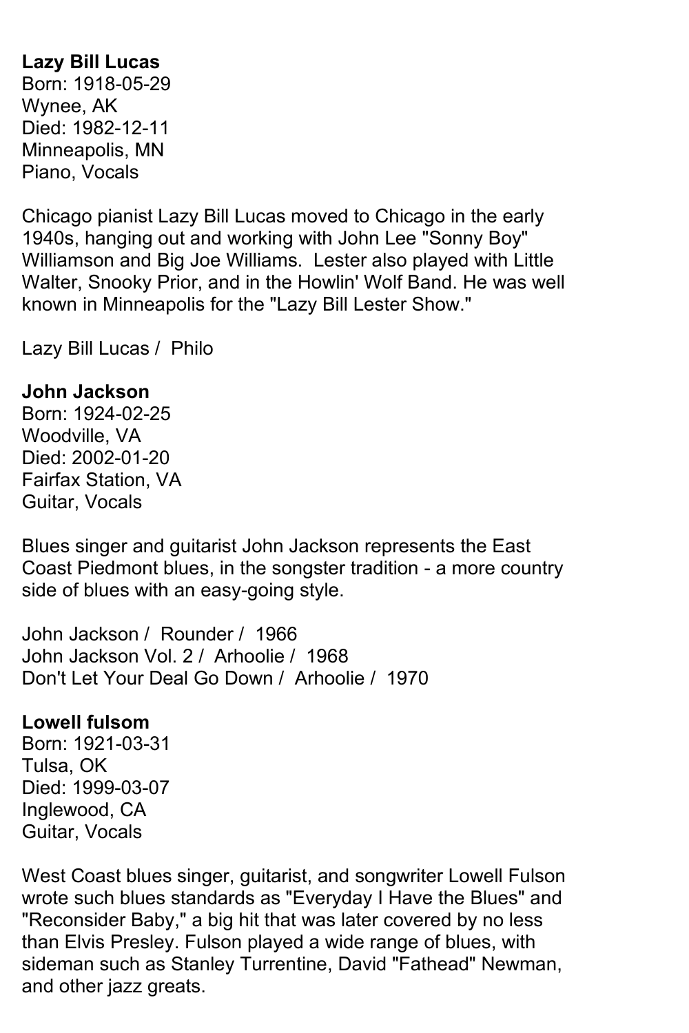**Lazy Bill Lucas**
Born: 1918-05-29
Wynee, AK
Died: 1982-12-11
Minneapolis, MN
Piano, Vocals

Chicago pianist Lazy Bill Lucas moved to Chicago in the early 1940s, hanging out and working with John Lee "Sonny Boy" Williamson and Big Joe Williams. Lester also played with Little Walter, Snooky Prior, and in the Howlin' Wolf Band. He was well known in Minneapolis for the "Lazy Bill Lester Show."

Lazy Bill Lucas / Philo

**John Jackson**
Born: 1924-02-25
Woodville, VA
Died: 2002-01-20
Fairfax Station, VA
Guitar, Vocals

Blues singer and guitarist John Jackson represents the East Coast Piedmont blues, in the songster tradition - a more country side of blues with an easy-going style.

John Jackson / Rounder / 1966
John Jackson Vol. 2 / Arhoolie / 1968
Don't Let Your Deal Go Down / Arhoolie / 1970

**Lowell fulsom**
Born: 1921-03-31
Tulsa, OK
Died: 1999-03-07
Inglewood, CA
Guitar, Vocals

West Coast blues singer, guitarist, and songwriter Lowell Fulson wrote such blues standards as "Everyday I Have the Blues" and "Reconsider Baby," a big hit that was later covered by no less than Elvis Presley. Fulson played a wide range of blues, with sideman such as Stanley Turrentine, David "Fathead" Newman, and other jazz greats.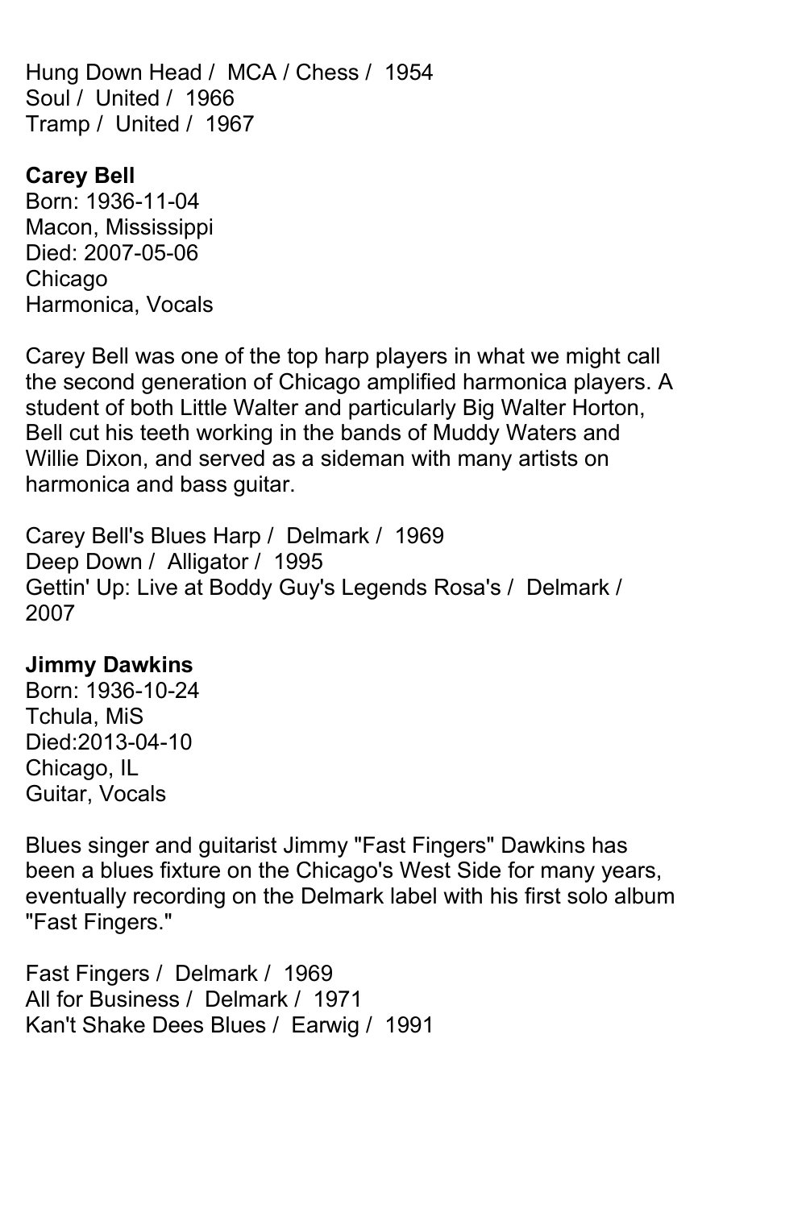Hung Down Head / MCA / Chess / 1954
Soul / United / 1966
Tramp / United / 1967

**Carey Bell**
Born: 1936-11-04
Macon, Mississippi
Died: 2007-05-06
Chicago
Harmonica, Vocals

Carey Bell was one of the top harp players in what we might call the second generation of Chicago amplified harmonica players. A student of both Little Walter and particularly Big Walter Horton, Bell cut his teeth working in the bands of Muddy Waters and Willie Dixon, and served as a sideman with many artists on harmonica and bass guitar.

Carey Bell's Blues Harp / Delmark / 1969
Deep Down / Alligator / 1995
Gettin' Up: Live at Boddy Guy's Legends Rosa's / Delmark / 2007

**Jimmy Dawkins**
Born: 1936-10-24
Tchula, MiS
Died:2013-04-10
Chicago, IL
Guitar, Vocals

Blues singer and guitarist Jimmy "Fast Fingers" Dawkins has been a blues fixture on the Chicago's West Side for many years, eventually recording on the Delmark label with his first solo album "Fast Fingers."

Fast Fingers / Delmark / 1969
All for Business / Delmark / 1971
Kan't Shake Dees Blues / Earwig / 1991